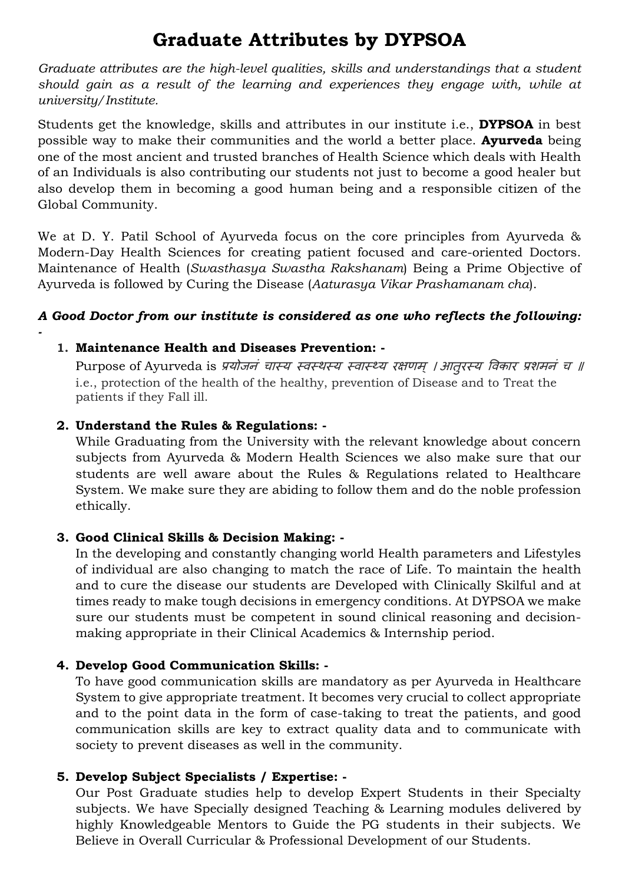# Graduate Attributes by DYPSOA

*Graduate attributes are the high-level qualities, skills and understandings that a student should gain as a result of the learning and experiences they engage with, while at university/Institute.*

Students get the knowledge, skills and attributes in our institute i.e., **DYPSOA** in best possible way to make their communities and the world a better place. **Ayurveda** being one of the most ancient and trusted branches of Health Science which deals with Health of an Individuals is also contributing our students not just to become a good healer but also develop them in becoming a good human being and a responsible citizen of the Global Community.

We at D. Y. Patil School of Ayurveda focus on the core principles from Ayurveda & Modern-Day Health Sciences for creating patient focused and care-oriented Doctors. Maintenance of Health (*Swasthasya Swastha Rakshanam*) Being a Prime Objective of Ayurveda is followed by Curing the Disease (*Aaturasya Vikar Prashamanam cha*).

***A Good Doctor from our institute is considered as one who reflects the following: -***

1. **Maintenance Health and Diseases Prevention: -**
   Purpose of Ayurveda is *प्रयोजनं चास्य स्वस्थस्य स्वास्थ्य रक्षणम् । आतुरस्य विकार प्रशमनं च ॥* i.e., protection of the health of the healthy, prevention of Disease and to Treat the patients if they Fall ill.

2. **Understand the Rules & Regulations: -**
   While Graduating from the University with the relevant knowledge about concern subjects from Ayurveda & Modern Health Sciences we also make sure that our students are well aware about the Rules & Regulations related to Healthcare System. We make sure they are abiding to follow them and do the noble profession ethically.

3. **Good Clinical Skills & Decision Making: -**
   In the developing and constantly changing world Health parameters and Lifestyles of individual are also changing to match the race of Life. To maintain the health and to cure the disease our students are Developed with Clinically Skilful and at times ready to make tough decisions in emergency conditions. At DYPSOA we make sure our students must be competent in sound clinical reasoning and decision-making appropriate in their Clinical Academics & Internship period.

4. **Develop Good Communication Skills: -**
   To have good communication skills are mandatory as per Ayurveda in Healthcare System to give appropriate treatment. It becomes very crucial to collect appropriate and to the point data in the form of case-taking to treat the patients, and good communication skills are key to extract quality data and to communicate with society to prevent diseases as well in the community.

5. **Develop Subject Specialists / Expertise: -**
   Our Post Graduate studies help to develop Expert Students in their Specialty subjects. We have Specially designed Teaching & Learning modules delivered by highly Knowledgeable Mentors to Guide the PG students in their subjects. We Believe in Overall Curricular & Professional Development of our Students.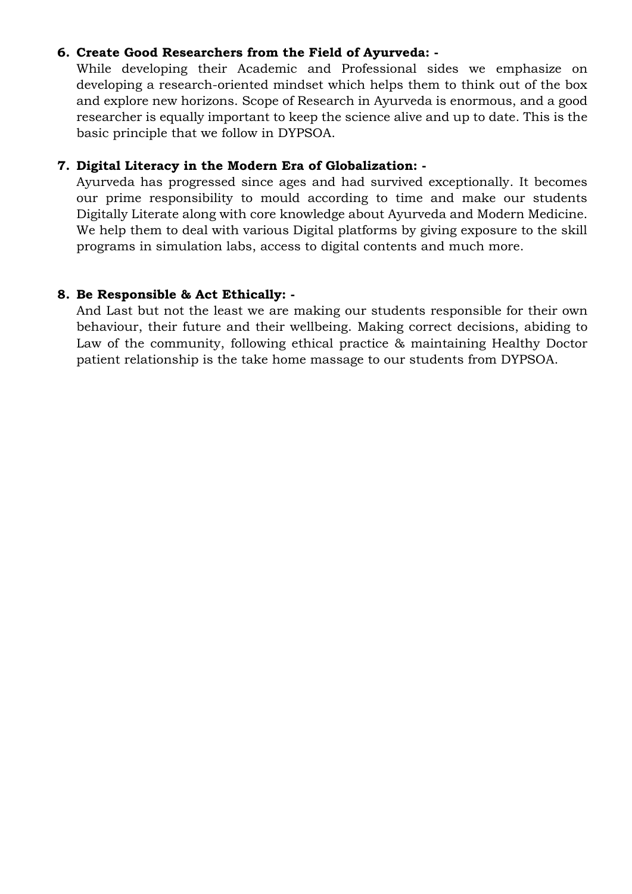6. **Create Good Researchers from the Field of Ayurveda: -**
   While developing their Academic and Professional sides we emphasize on developing a research-oriented mindset which helps them to think out of the box and explore new horizons. Scope of Research in Ayurveda is enormous, and a good researcher is equally important to keep the science alive and up to date. This is the basic principle that we follow in DYPSOA.

7. **Digital Literacy in the Modern Era of Globalization: -**
   Ayurveda has progressed since ages and had survived exceptionally. It becomes our prime responsibility to mould according to time and make our students Digitally Literate along with core knowledge about Ayurveda and Modern Medicine. We help them to deal with various Digital platforms by giving exposure to the skill programs in simulation labs, access to digital contents and much more.

8. **Be Responsible & Act Ethically: -**
   And Last but not the least we are making our students responsible for their own behaviour, their future and their wellbeing. Making correct decisions, abiding to Law of the community, following ethical practice & maintaining Healthy Doctor patient relationship is the take home massage to our students from DYPSOA.